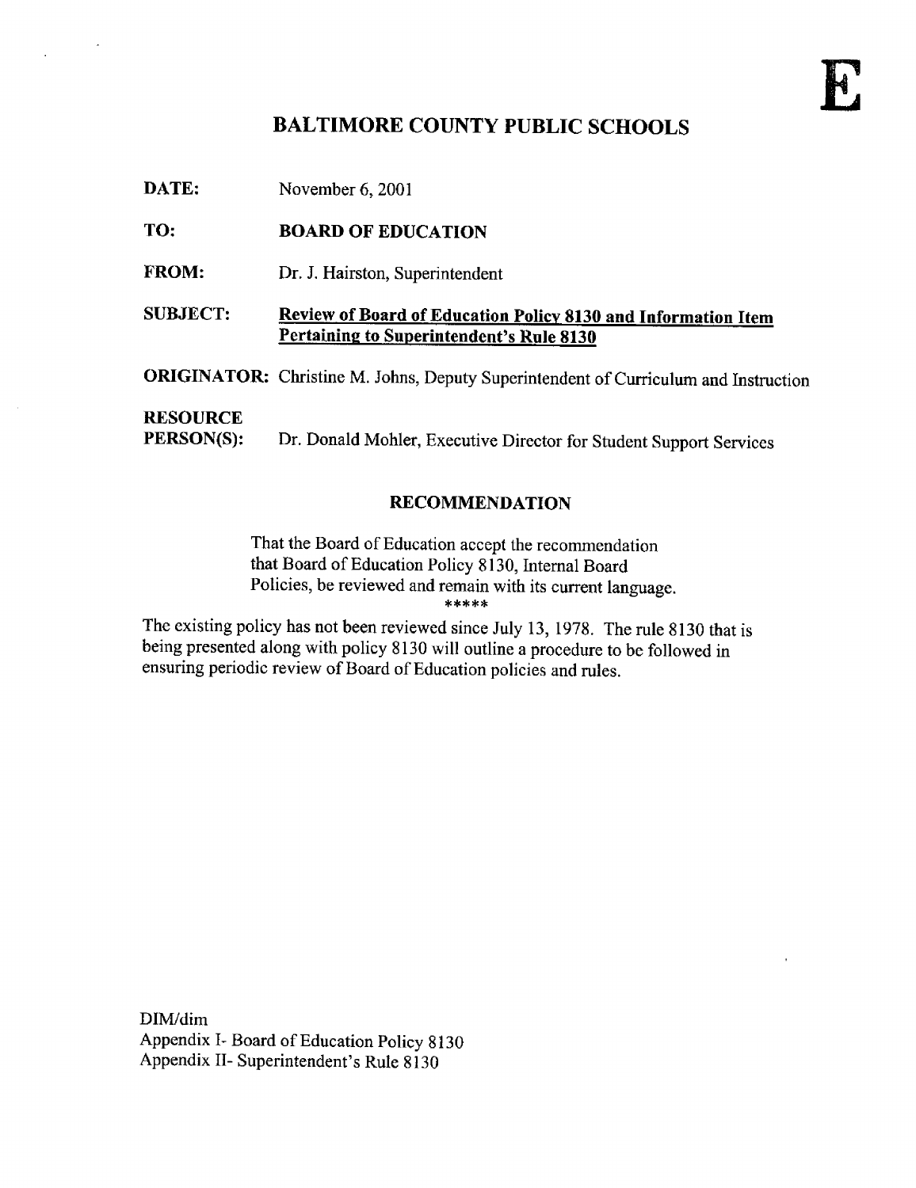E

# BALTIMORE COUNTY PUBLIC SCHOOLS

**DATE:** November 6, 2001

**TO:** **BOARD OF EDUCATION**

**FROM:** Dr. J. Hairston, Superintendent

**SUBJECT:** **Review of Board of Education Policy 8130 and Information Item Pertaining to Superintendent's Rule 8130**

**ORIGINATOR:** Christine M. Johns, Deputy Superintendent of Curriculum and Instruction

**RESOURCE PERSON(S):** Dr. Donald Mohler, Executive Director for Student Support Services

## RECOMMENDATION

That the Board of Education accept the recommendation that Board of Education Policy 8130, Internal Board Policies, be reviewed and remain with its current language.

*****

The existing policy has not been reviewed since July 13, 1978. The rule 8130 that is being presented along with policy 8130 will outline a procedure to be followed in ensuring periodic review of Board of Education policies and rules.

DIM/dim
Appendix I- Board of Education Policy 8130
Appendix II- Superintendent's Rule 8130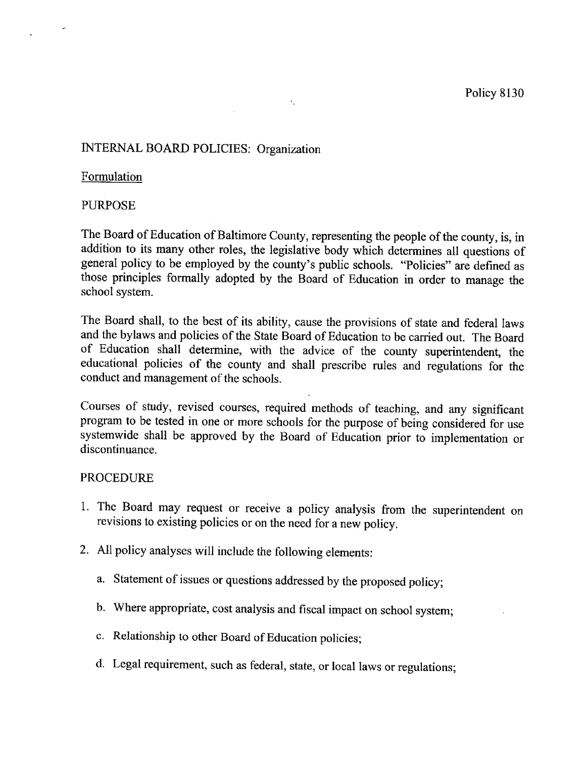Policy 8130

# INTERNAL BOARD POLICIES: Organization

## Formulation

### PURPOSE

The Board of Education of Baltimore County, representing the people of the county, is, in addition to its many other roles, the legislative body which determines all questions of general policy to be employed by the county's public schools. "Policies" are defined as those principles formally adopted by the Board of Education in order to manage the school system.

The Board shall, to the best of its ability, cause the provisions of state and federal laws and the bylaws and policies of the State Board of Education to be carried out. The Board of Education shall determine, with the advice of the county superintendent, the educational policies of the county and shall prescribe rules and regulations for the conduct and management of the schools.

Courses of study, revised courses, required methods of teaching, and any significant program to be tested in one or more schools for the purpose of being considered for use systemwide shall be approved by the Board of Education prior to implementation or discontinuance.

### PROCEDURE

1. The Board may request or receive a policy analysis from the superintendent on revisions to existing policies or on the need for a new policy.

2. All policy analyses will include the following elements:

   a. Statement of issues or questions addressed by the proposed policy;

   b. Where appropriate, cost analysis and fiscal impact on school system;

   c. Relationship to other Board of Education policies;

   d. Legal requirement, such as federal, state, or local laws or regulations;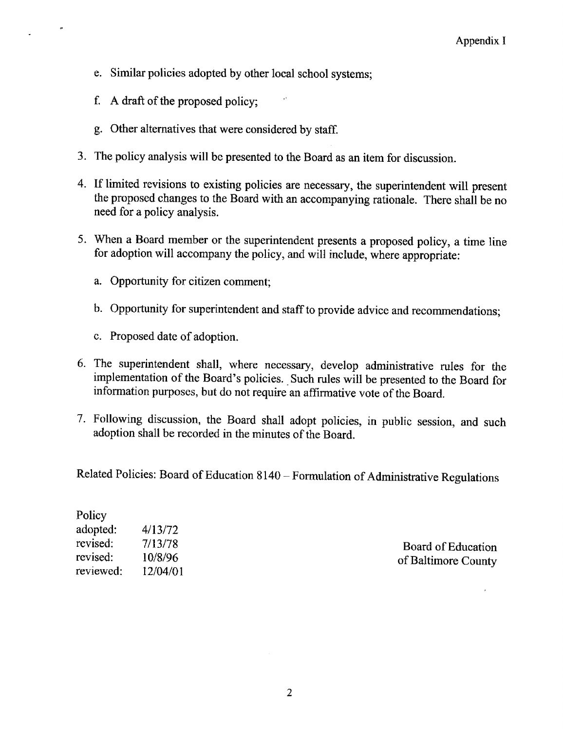Appendix I

   e. Similar policies adopted by other local school systems;

   f. A draft of the proposed policy;

   g. Other alternatives that were considered by staff.

3. The policy analysis will be presented to the Board as an item for discussion.

4. If limited revisions to existing policies are necessary, the superintendent will present the proposed changes to the Board with an accompanying rationale. There shall be no need for a policy analysis.

5. When a Board member or the superintendent presents a proposed policy, a time line for adoption will accompany the policy, and will include, where appropriate:

   a. Opportunity for citizen comment;

   b. Opportunity for superintendent and staff to provide advice and recommendations;

   c. Proposed date of adoption.

6. The superintendent shall, where necessary, develop administrative rules for the implementation of the Board's policies. Such rules will be presented to the Board for information purposes, but do not require an affirmative vote of the Board.

7. Following discussion, the Board shall adopt policies, in public session, and such adoption shall be recorded in the minutes of the Board.

Related Policies: Board of Education 8140 – Formulation of Administrative Regulations

| Policy | |
|---|---|
| adopted: | 4/13/72 |
| revised: | 7/13/78 |
| revised: | 10/8/96 |
| reviewed: | 12/04/01 |

Board of Education
of Baltimore County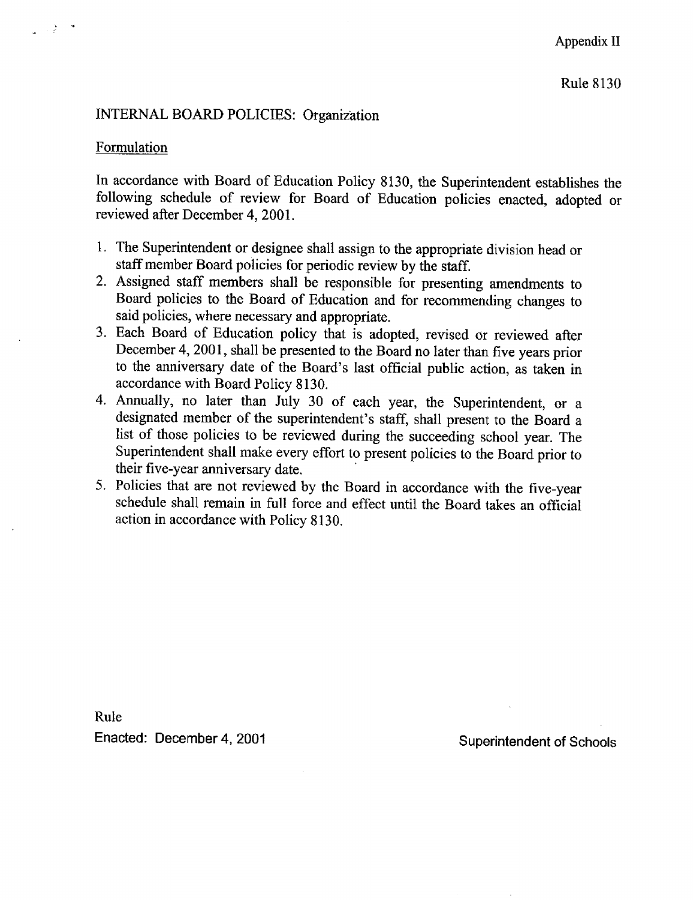Appendix II

Rule 8130

INTERNAL BOARD POLICIES: Organization

Formulation

In accordance with Board of Education Policy 8130, the Superintendent establishes the following schedule of review for Board of Education policies enacted, adopted or reviewed after December 4, 2001.

1. The Superintendent or designee shall assign to the appropriate division head or staff member Board policies for periodic review by the staff.
2. Assigned staff members shall be responsible for presenting amendments to Board policies to the Board of Education and for recommending changes to said policies, where necessary and appropriate.
3. Each Board of Education policy that is adopted, revised or reviewed after December 4, 2001, shall be presented to the Board no later than five years prior to the anniversary date of the Board's last official public action, as taken in accordance with Board Policy 8130.
4. Annually, no later than July 30 of each year, the Superintendent, or a designated member of the superintendent's staff, shall present to the Board a list of those policies to be reviewed during the succeeding school year. The Superintendent shall make every effort to present policies to the Board prior to their five-year anniversary date.
5. Policies that are not reviewed by the Board in accordance with the five-year schedule shall remain in full force and effect until the Board takes an official action in accordance with Policy 8130.

Rule
Enacted: December 4, 2001

Superintendent of Schools